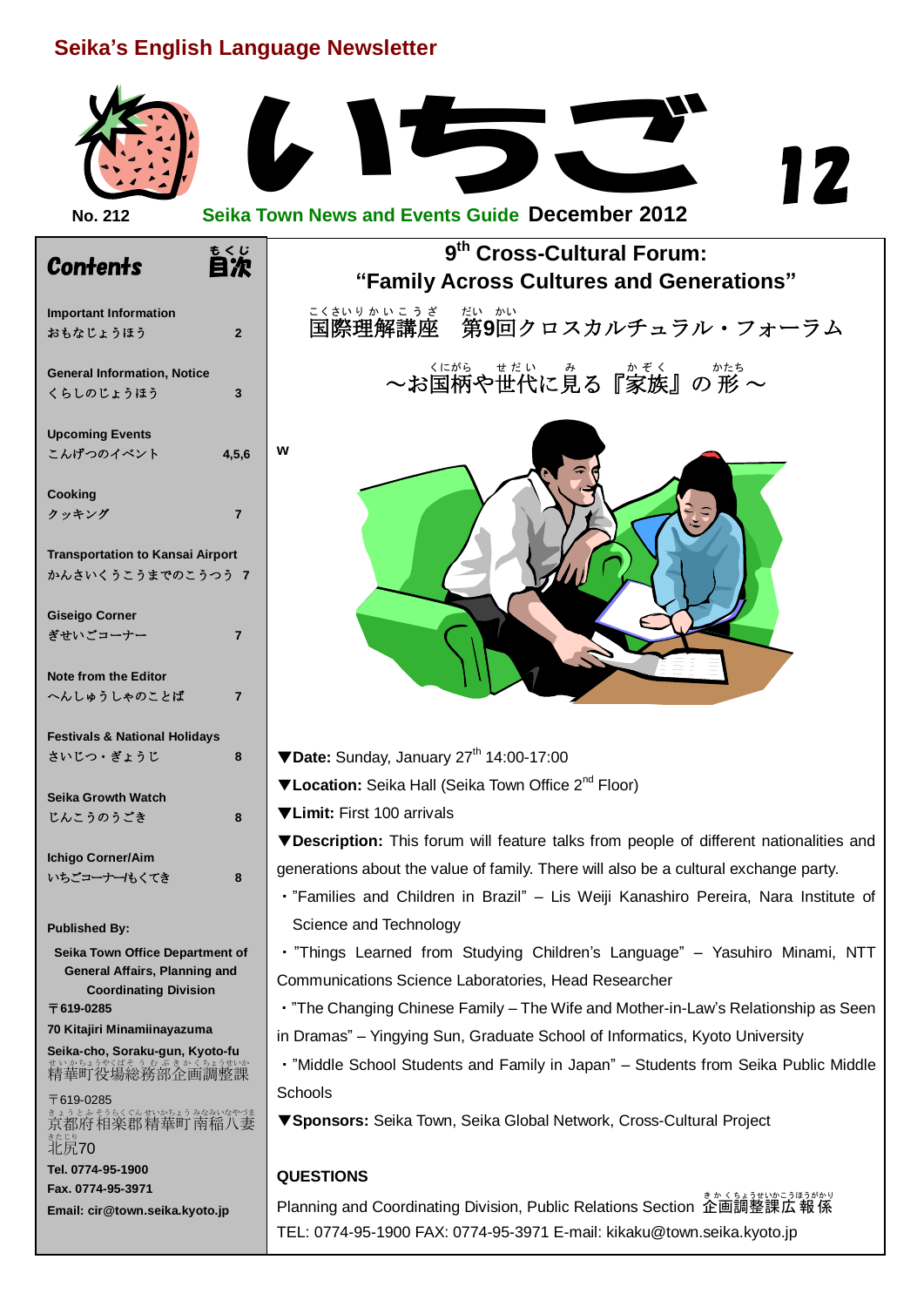# Seika's English Language Newsletter

# いちご 12

No. 212 **Seika Town News and Events Guide** **December 2012**

## Contents 目次

| | |
|---|---|
| **Important Information** おもなじょうほう | 2 |
| **General Information, Notice** くらしのじょうほう | 3 |
| **Upcoming Events** こんげつのイベント | 4,5,6 |
| **Cooking** クッキング | 7 |
| **Transportation to Kansai Airport** かんさいくうこうまでのこうつう | 7 |
| **Giseigo Corner** ぎせいごコーナー | 7 |
| **Note from the Editor** へんしゅうしゃのことば | 7 |
| **Festivals & National Holidays** さいじつ・ぎょうじ | 8 |
| **Seika Growth Watch** じんこうのうごき | 8 |
| **Ichigo Corner/Aim** いちごコーナー/もくてき | 8 |

**Published By:**

**Seika Town Office Department of General Affairs, Planning and Coordinating Division**
**〒619-0285**
**70 Kitajiri Minamiinayazuma**
**Seika-cho, Soraku-gun, Kyoto-fu**
精華町役場総務部企画調整課
〒619-0285
京都府相楽郡精華町南稲八妻北尻70
**Tel. 0774-95-1900**
**Fax. 0774-95-3971**
**Email: cir@town.seika.kyoto.jp**

## 9th Cross-Cultural Forum: "Family Across Cultures and Generations"

国際理解講座　第9回クロスカルチュラル・フォーラム

～お国柄や世代に見る『家族』の形～

▼**Date:** Sunday, January 27th 14:00-17:00

▼**Location:** Seika Hall (Seika Town Office 2nd Floor)

▼**Limit:** First 100 arrivals

▼**Description:** This forum will feature talks from people of different nationalities and generations about the value of family. There will also be a cultural exchange party.

・"Families and Children in Brazil" – Lis Weiji Kanashiro Pereira, Nara Institute of Science and Technology

・"Things Learned from Studying Children's Language" – Yasuhiro Minami, NTT Communications Science Laboratories, Head Researcher

・"The Changing Chinese Family – The Wife and Mother-in-Law's Relationship as Seen in Dramas" – Yingying Sun, Graduate School of Informatics, Kyoto University

・"Middle School Students and Family in Japan" – Students from Seika Public Middle Schools

▼**Sponsors:** Seika Town, Seika Global Network, Cross-Cultural Project

**QUESTIONS**

Planning and Coordinating Division, Public Relations Section 企画調整課広報係
TEL: 0774-95-1900 FAX: 0774-95-3971 E-mail: kikaku@town.seika.kyoto.jp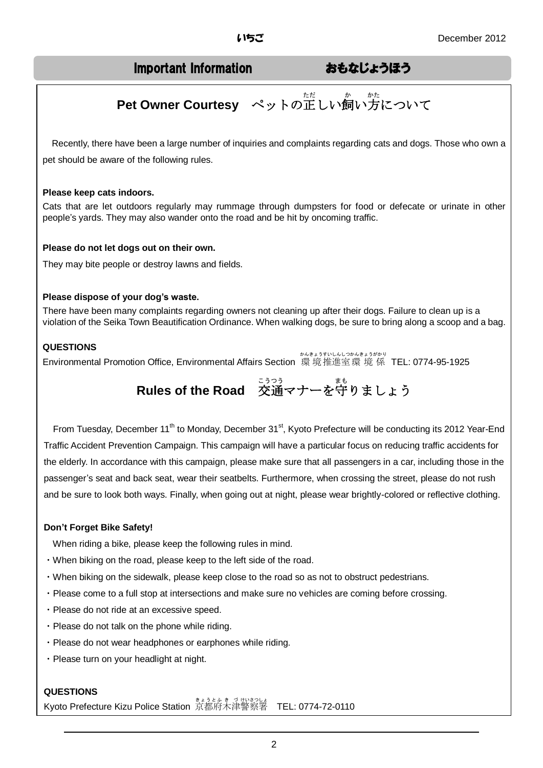## Important Information　おもなじょうほう

### Pet Owner Courtesy　ペットの正しい飼い方について

Recently, there have been a large number of inquiries and complaints regarding cats and dogs. Those who own a pet should be aware of the following rules.

**Please keep cats indoors.**

Cats that are let outdoors regularly may rummage through dumpsters for food or defecate or urinate in other people's yards. They may also wander onto the road and be hit by oncoming traffic.

**Please do not let dogs out on their own.**

They may bite people or destroy lawns and fields.

**Please dispose of your dog's waste.**

There have been many complaints regarding owners not cleaning up after their dogs. Failure to clean up is a violation of the Seika Town Beautification Ordinance. When walking dogs, be sure to bring along a scoop and a bag.

**QUESTIONS**

Environmental Promotion Office, Environmental Affairs Section 環境推進室環境係 TEL: 0774-95-1925

### Rules of the Road　交通マナーを守りましょう

From Tuesday, December 11th to Monday, December 31st, Kyoto Prefecture will be conducting its 2012 Year-End Traffic Accident Prevention Campaign. This campaign will have a particular focus on reducing traffic accidents for the elderly. In accordance with this campaign, please make sure that all passengers in a car, including those in the passenger's seat and back seat, wear their seatbelts. Furthermore, when crossing the street, please do not rush and be sure to look both ways. Finally, when going out at night, please wear brightly-colored or reflective clothing.

**Don't Forget Bike Safety!**

When riding a bike, please keep the following rules in mind.

- When biking on the road, please keep to the left side of the road.
- When biking on the sidewalk, please keep close to the road so as not to obstruct pedestrians.
- Please come to a full stop at intersections and make sure no vehicles are coming before crossing.
- Please do not ride at an excessive speed.
- Please do not talk on the phone while riding.
- Please do not wear headphones or earphones while riding.
- Please turn on your headlight at night.

**QUESTIONS**

Kyoto Prefecture Kizu Police Station 京都府木津警察署　TEL: 0774-72-0110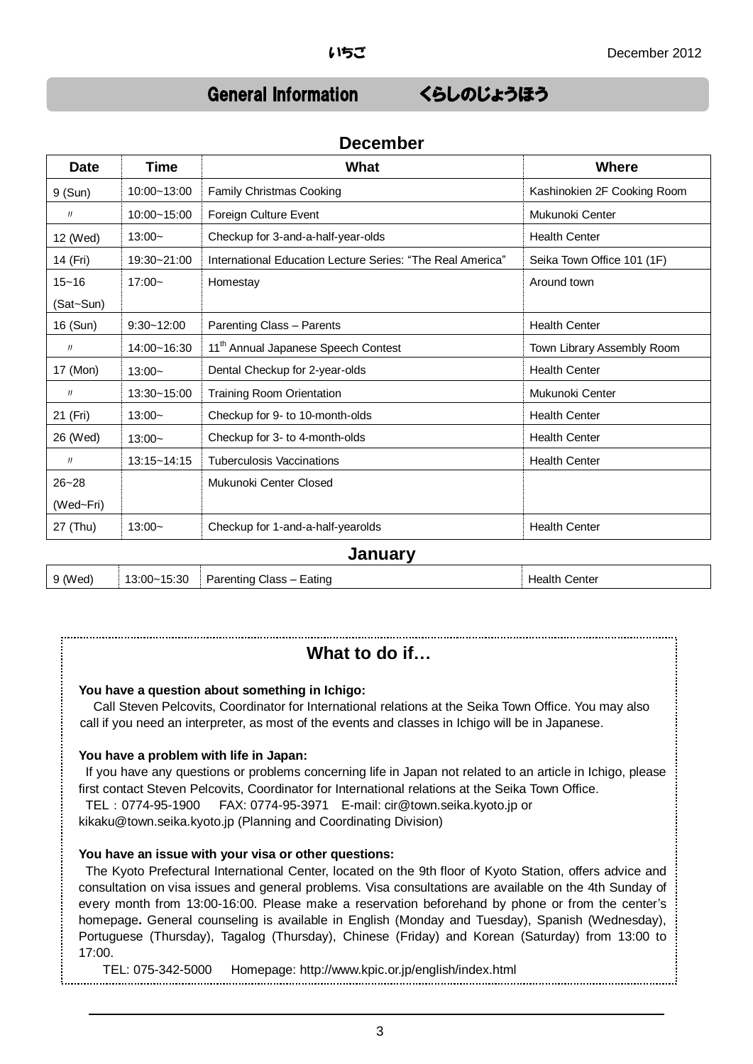# General Information　　くらしのじょうほう

## December

| Date | Time | What | Where |
|---|---|---|---|
| 9 (Sun) | 10:00~13:00 | Family Christmas Cooking | Kashinokien 2F Cooking Room |
| 〃 | 10:00~15:00 | Foreign Culture Event | Mukunoki Center |
| 12 (Wed) | 13:00~ | Checkup for 3-and-a-half-year-olds | Health Center |
| 14 (Fri) | 19:30~21:00 | International Education Lecture Series: “The Real America” | Seika Town Office 101 (1F) |
| 15~16 (Sat~Sun) | 17:00~ | Homestay | Around town |
| 16 (Sun) | 9:30~12:00 | Parenting Class – Parents | Health Center |
| 〃 | 14:00~16:30 | 11th Annual Japanese Speech Contest | Town Library Assembly Room |
| 17 (Mon) | 13:00~ | Dental Checkup for 2-year-olds | Health Center |
| 〃 | 13:30~15:00 | Training Room Orientation | Mukunoki Center |
| 21 (Fri) | 13:00~ | Checkup for 9- to 10-month-olds | Health Center |
| 26 (Wed) | 13:00~ | Checkup for 3- to 4-month-olds | Health Center |
| 〃 | 13:15~14:15 | Tuberculosis Vaccinations | Health Center |
| 26~28 (Wed~Fri) | | Mukunoki Center Closed | |
| 27 (Thu) | 13:00~ | Checkup for 1-and-a-half-yearolds | Health Center |

## January

| Date | Time | What | Where |
|---|---|---|---|
| 9 (Wed) | 13:00~15:30 | Parenting Class – Eating | Health Center |

## What to do if…

**You have a question about something in Ichigo:**

Call Steven Pelcovits, Coordinator for International relations at the Seika Town Office. You may also call if you need an interpreter, as most of the events and classes in Ichigo will be in Japanese.

**You have a problem with life in Japan:**

If you have any questions or problems concerning life in Japan not related to an article in Ichigo, please first contact Steven Pelcovits, Coordinator for International relations at the Seika Town Office.

TEL：0774-95-1900　FAX: 0774-95-3971　E-mail: cir@town.seika.kyoto.jp or kikaku@town.seika.kyoto.jp (Planning and Coordinating Division)

**You have an issue with your visa or other questions:**

The Kyoto Prefectural International Center, located on the 9th floor of Kyoto Station, offers advice and consultation on visa issues and general problems. Visa consultations are available on the 4th Sunday of every month from 13:00-16:00. Please make a reservation beforehand by phone or from the center’s homepage**.** General counseling is available in English (Monday and Tuesday), Spanish (Wednesday), Portuguese (Thursday), Tagalog (Thursday), Chinese (Friday) and Korean (Saturday) from 13:00 to 17:00.

TEL: 075-342-5000　Homepage: http://www.kpic.or.jp/english/index.html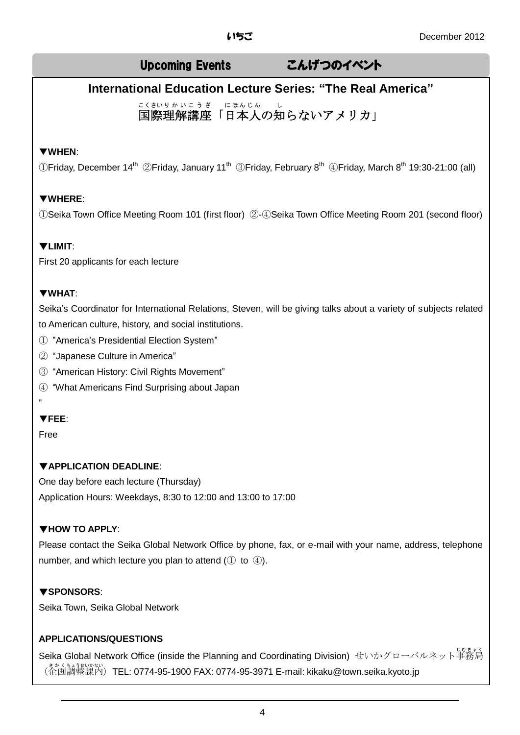## Upcoming Events　こんげつのイベント

### International Education Lecture Series: "The Real America"

### 国際理解講座「日本人の知らないアメリカ」

**▼WHEN**:

①Friday, December 14th ②Friday, January 11th ③Friday, February 8th ④Friday, March 8th 19:30-21:00 (all)

**▼WHERE**:

①Seika Town Office Meeting Room 101 (first floor) ②-④Seika Town Office Meeting Room 201 (second floor)

**▼LIMIT**:

First 20 applicants for each lecture

**▼WHAT**:

Seika's Coordinator for International Relations, Steven, will be giving talks about a variety of subjects related to American culture, history, and social institutions.

① "America's Presidential Election System"

② "Japanese Culture in America"

③ "American History: Civil Rights Movement"

④ "What Americans Find Surprising about Japan"

**▼FEE**:

Free

**▼APPLICATION DEADLINE**:

One day before each lecture (Thursday)

Application Hours: Weekdays, 8:30 to 12:00 and 13:00 to 17:00

**▼HOW TO APPLY**:

Please contact the Seika Global Network Office by phone, fax, or e-mail with your name, address, telephone number, and which lecture you plan to attend (① to ④).

**▼SPONSORS**:

Seika Town, Seika Global Network

**APPLICATIONS/QUESTIONS**

Seika Global Network Office (inside the Planning and Coordinating Division) せいかグローバルネット事務局（企画調整課内）TEL: 0774-95-1900 FAX: 0774-95-3971 E-mail: kikaku@town.seika.kyoto.jp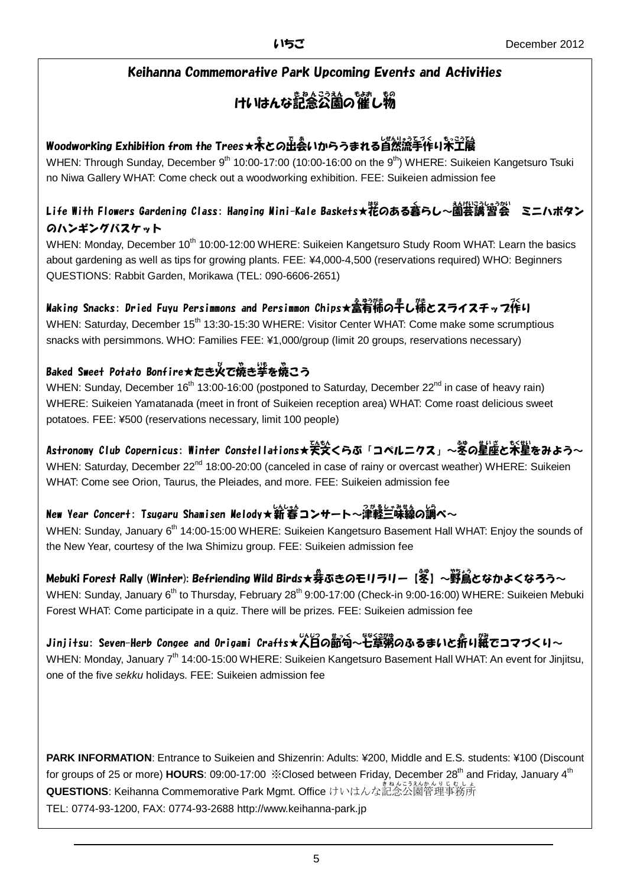## Keihanna Commemorative Park Upcoming Events and Activities

## けいはんな記念公園の催し物

### Woodworking Exhibition from the Trees★木との出会いからうまれる自然流手作り木工展

WHEN: Through Sunday, December 9th 10:00-17:00 (10:00-16:00 on the 9th) WHERE: Suikeien Kangetsuro Tsuki no Niwa Gallery WHAT: Come check out a woodworking exhibition. FEE: Suikeien admission fee

### Life With Flowers Gardening Class: Hanging Mini-Kale Baskets★花のある暮らし～園芸講習会　ミニハボタンのハンギングバスケット

WHEN: Monday, December 10th 10:00-12:00 WHERE: Suikeien Kangetsuro Study Room WHAT: Learn the basics about gardening as well as tips for growing plants. FEE: ¥4,000-4,500 (reservations required) WHO: Beginners QUESTIONS: Rabbit Garden, Morikawa (TEL: 090-6606-2651)

### Making Snacks: Dried Fuyu Persimmons and Persimmon Chips★富有柿の干し柿とスライスチップ作り

WHEN: Saturday, December 15th 13:30-15:30 WHERE: Visitor Center WHAT: Come make some scrumptious snacks with persimmons. WHO: Families FEE: ¥1,000/group (limit 20 groups, reservations necessary)

### Baked Sweet Potato Bonfire★たき火で焼き芋を焼こう

WHEN: Sunday, December 16th 13:00-16:00 (postponed to Saturday, December 22nd in case of heavy rain) WHERE: Suikeien Yamatanada (meet in front of Suikeien reception area) WHAT: Come roast delicious sweet potatoes. FEE: ¥500 (reservations necessary, limit 100 people)

### Astronomy Club Copernicus: Winter Constellations★天文くらぶ「コペルニクス」～冬の星座と木星をみよう～

WHEN: Saturday, December 22nd 18:00-20:00 (canceled in case of rainy or overcast weather) WHERE: Suikeien WHAT: Come see Orion, Taurus, the Pleiades, and more. FEE: Suikeien admission fee

### New Year Concert: Tsugaru Shamisen Melody★新春コンサート～津軽三味線の調べ～

WHEN: Sunday, January 6th 14:00-15:00 WHERE: Suikeien Kangetsuro Basement Hall WHAT: Enjoy the sounds of the New Year, courtesy of the Iwa Shimizu group. FEE: Suikeien admission fee

### Mebuki Forest Rally (Winter): Befriending Wild Birds★芽ぶきのモリラリー【冬】～野鳥となかよくなろう～

WHEN: Sunday, January 6th to Thursday, February 28th 9:00-17:00 (Check-in 9:00-16:00) WHERE: Suikeien Mebuki Forest WHAT: Come participate in a quiz. There will be prizes. FEE: Suikeien admission fee

### Jinjitsu: Seven-Herb Congee and Origami Crafts★人日の節句～七草粥のふるまいと折り紙でコマづくり～

WHEN: Monday, January 7th 14:00-15:00 WHERE: Suikeien Kangetsuro Basement Hall WHAT: An event for Jinjitsu, one of the five *sekku* holidays. FEE: Suikeien admission fee

**PARK INFORMATION**: Entrance to Suikeien and Shizenrin: Adults: ¥200, Middle and E.S. students: ¥100 (Discount for groups of 25 or more) **HOURS**: 09:00-17:00 ※Closed between Friday, December 28th and Friday, January 4th
**QUESTIONS**: Keihanna Commemorative Park Mgmt. Office けいはんな記念公園管理事務所
TEL: 0774-93-1200, FAX: 0774-93-2688 http://www.keihanna-park.jp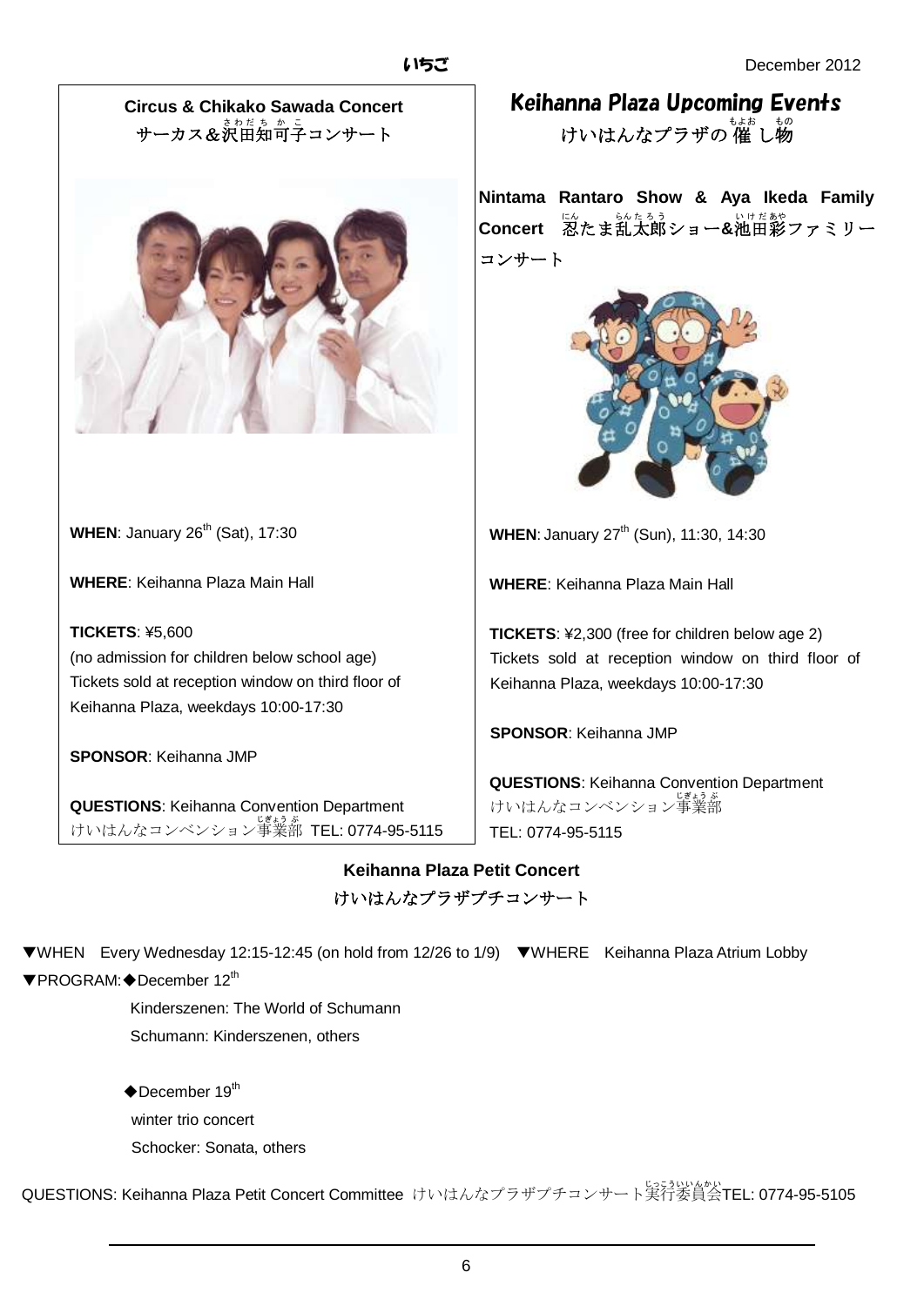## Circus & Chikako Sawada Concert

サーカス&沢田知可子コンサート

**WHEN**: January 26th (Sat), 17:30

**WHERE**: Keihanna Plaza Main Hall

**TICKETS**: ¥5,600
(no admission for children below school age)
Tickets sold at reception window on third floor of Keihanna Plaza, weekdays 10:00-17:30

**SPONSOR**: Keihanna JMP

**QUESTIONS**: Keihanna Convention Department
けいはんなコンベンション事業部 TEL: 0774-95-5115

# Keihanna Plaza Upcoming Events

けいはんなプラザの催し物

## Nintama Rantaro Show & Aya Ikeda Family Concert 忍たま乱太郎ショー&池田彩ファミリーコンサート

**WHEN**: January 27th (Sun), 11:30, 14:30

**WHERE**: Keihanna Plaza Main Hall

**TICKETS**: ¥2,300 (free for children below age 2)
Tickets sold at reception window on third floor of Keihanna Plaza, weekdays 10:00-17:30

**SPONSOR**: Keihanna JMP

**QUESTIONS**: Keihanna Convention Department
けいはんなコンベンション事業部
TEL: 0774-95-5115

## Keihanna Plaza Petit Concert

けいはんなプラザプチコンサート

▼WHEN Every Wednesday 12:15-12:45 (on hold from 12/26 to 1/9) ▼WHERE Keihanna Plaza Atrium Lobby

▼PROGRAM: ◆December 12th

Kinderszenen: The World of Schumann
Schumann: Kinderszenen, others

◆December 19th

winter trio concert
Schocker: Sonata, others

QUESTIONS: Keihanna Plaza Petit Concert Committee けいはんなプラザプチコンサート実行委員会TEL: 0774-95-5105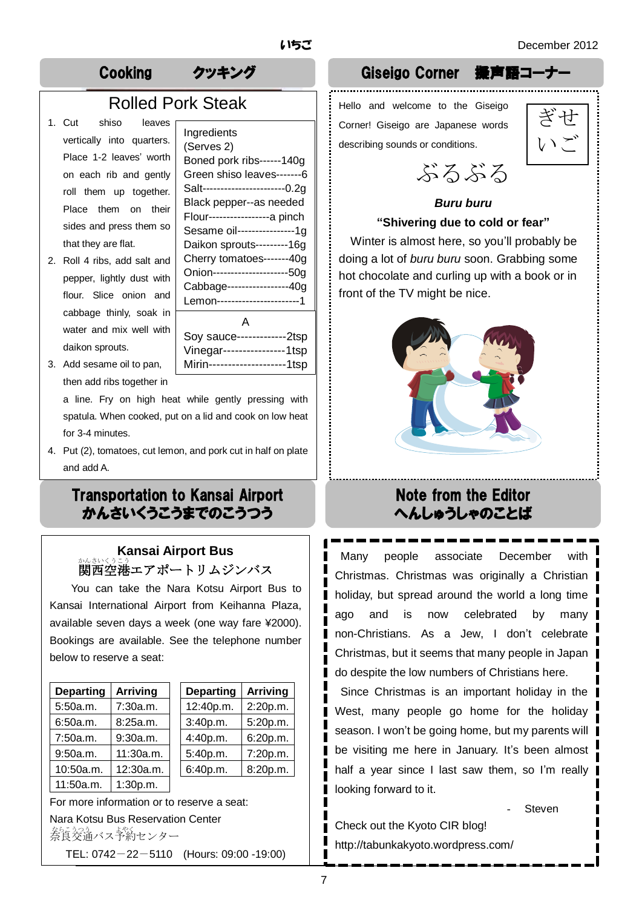## Cooking　クッキング

### Rolled Pork Steak

| Ingredients (Serves 2) | |
|---|---|
| Boned pork ribs | 140g |
| Green shiso leaves | 6 |
| Salt | 0.2g |
| Black pepper | as needed |
| Flour | a pinch |
| Sesame oil | 1g |
| Daikon sprouts | 16g |
| Cherry tomatoes | 40g |
| Onion | 50g |
| Cabbage | 40g |
| Lemon | 1 |

| A | |
|---|---|
| Soy sauce | 2tsp |
| Vinegar | 1tsp |
| Mirin | 1tsp |

1. Cut shiso leaves vertically into quarters. Place 1-2 leaves' worth on each rib and gently roll them up together. Place them on their sides and press them so that they are flat.
2. Roll 4 ribs, add salt and pepper, lightly dust with flour. Slice onion and cabbage thinly, soak in water and mix well with daikon sprouts.
3. Add sesame oil to pan, then add ribs together in a line. Fry on high heat while gently pressing with spatula. When cooked, put on a lid and cook on low heat for 3-4 minutes.
4. Put (2), tomatoes, cut lemon, and pork cut in half on plate and add A.

## Giseigo Corner　擬声語コーナー

Hello and welcome to the Giseigo Corner! Giseigo are Japanese words describing sounds or conditions.

ぎせいご

ぶるぶる

***Buru buru***

**"Shivering due to cold or fear"**

Winter is almost here, so you'll probably be doing a lot of *buru buru* soon. Grabbing some hot chocolate and curling up with a book or in front of the TV might be nice.

## Transportation to Kansai Airport
## かんさいくうこうまでのこうつう

### Kansai Airport Bus
関西空港エアポートリムジンバス

You can take the Nara Kotsu Airport Bus to Kansai International Airport from Keihanna Plaza, available seven days a week (one way fare ¥2000). Bookings are available. See the telephone number below to reserve a seat:

| Departing | Arriving |
|---|---|
| 5:50a.m. | 7:30a.m. |
| 6:50a.m. | 8:25a.m. |
| 7:50a.m. | 9:30a.m. |
| 9:50a.m. | 11:30a.m. |
| 10:50a.m. | 12:30a.m. |
| 11:50a.m. | 1:30p.m. |
| 12:40p.m. | 2:20p.m. |
| 3:40p.m. | 5:20p.m. |
| 4:40p.m. | 6:20p.m. |
| 5:40p.m. | 7:20p.m. |
| 6:40p.m. | 8:20p.m. |

For more information or to reserve a seat:
Nara Kotsu Bus Reservation Center
奈良交通バス予約センター
TEL: 0742－22－5110　(Hours: 09:00 -19:00)

## Note from the Editor
## へんしゅうしゃのことば

Many people associate December with Christmas. Christmas was originally a Christian holiday, but spread around the world a long time ago and is now celebrated by many non-Christians. As a Jew, I don't celebrate Christmas, but it seems that many people in Japan do despite the low numbers of Christians here.

Since Christmas is an important holiday in the West, many people go home for the holiday season. I won't be going home, but my parents will be visiting me here in January. It's been almost half a year since I last saw them, so I'm really looking forward to it.

\- Steven

Check out the Kyoto CIR blog!
http://tabunkakyoto.wordpress.com/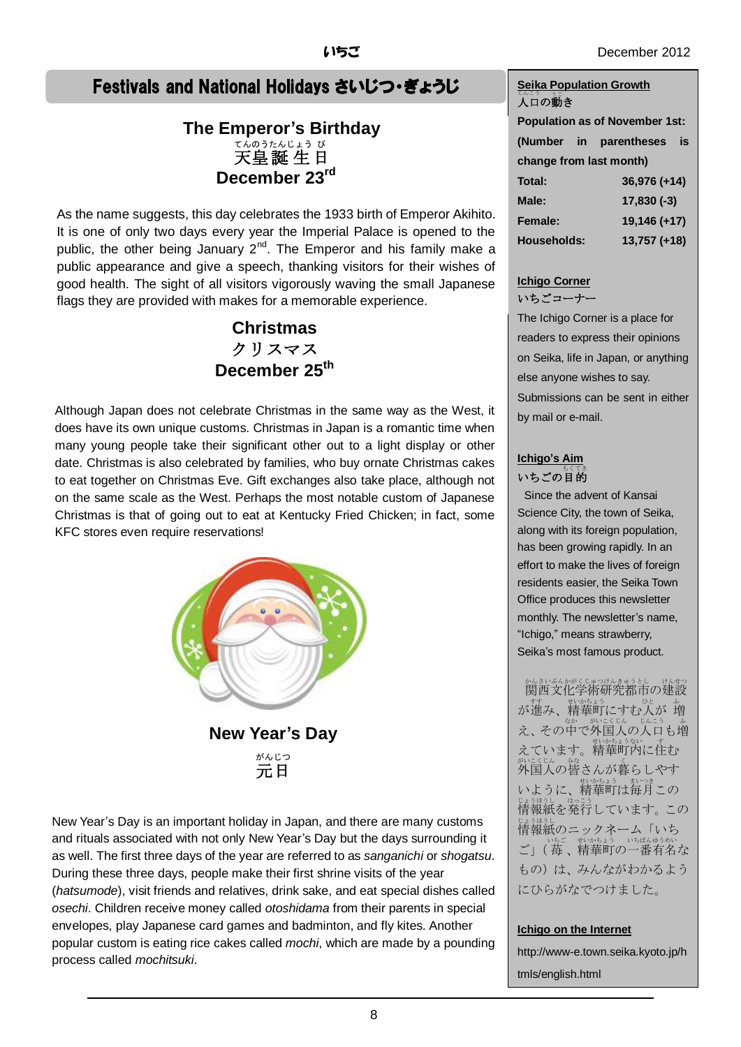# Festivals and National Holidays さいじつ・ぎょうじ

## The Emperor's Birthday
## 天皇誕生日
## December 23rd

As the name suggests, this day celebrates the 1933 birth of Emperor Akihito. It is one of only two days every year the Imperial Palace is opened to the public, the other being January 2nd. The Emperor and his family make a public appearance and give a speech, thanking visitors for their wishes of good health. The sight of all visitors vigorously waving the small Japanese flags they are provided with makes for a memorable experience.

## Christmas
## クリスマス
## December 25th

Although Japan does not celebrate Christmas in the same way as the West, it does have its own unique customs. Christmas in Japan is a romantic time when many young people take their significant other out to a light display or other date. Christmas is also celebrated by families, who buy ornate Christmas cakes to eat together on Christmas Eve. Gift exchanges also take place, although not on the same scale as the West. Perhaps the most notable custom of Japanese Christmas is that of going out to eat at Kentucky Fried Chicken; in fact, some KFC stores even require reservations!

## New Year's Day
## 元日

New Year's Day is an important holiday in Japan, and there are many customs and rituals associated with not only New Year's Day but the days surrounding it as well. The first three days of the year are referred to as *sanganichi* or *shogatsu*. During these three days, people make their first shrine visits of the year (*hatsumode*), visit friends and relatives, drink sake, and eat special dishes called *osechi*. Children receive money called *otoshidama* from their parents in special envelopes, play Japanese card games and badminton, and fly kites. Another popular custom is eating rice cakes called *mochi*, which are made by a pounding process called *mochitsuki*.

### Seika Population Growth
### 人口の動き

**Population as of November 1st: (Number in parentheses is change from last month)**

| | |
|---|---|
| **Total:** | **36,976 (+14)** |
| **Male:** | **17,830 (-3)** |
| **Female:** | **19,146 (+17)** |
| **Households:** | **13,757 (+18)** |

### Ichigo Corner
### いちごコーナー

The Ichigo Corner is a place for readers to express their opinions on Seika, life in Japan, or anything else anyone wishes to say. Submissions can be sent in either by mail or e-mail.

### Ichigo's Aim
### いちごの目的

Since the advent of Kansai Science City, the town of Seika, along with its foreign population, has been growing rapidly. In an effort to make the lives of foreign residents easier, the Seika Town Office produces this newsletter monthly. The newsletter's name, "Ichigo," means strawberry, Seika's most famous product.

関西文化学術研究都市の建設が進み、精華町にすむ人が増え、その中で外国人の人口も増えています。精華町内に住む外国人の皆さんが暮らしやすいように、精華町は毎月この情報紙を発行しています。この情報紙のニックネーム「いちご」（苺、精華町の一番有名なもの）は、みんながわかるようにひらがなでつけました。

### Ichigo on the Internet

http://www-e.town.seika.kyoto.jp/htmls/english.html